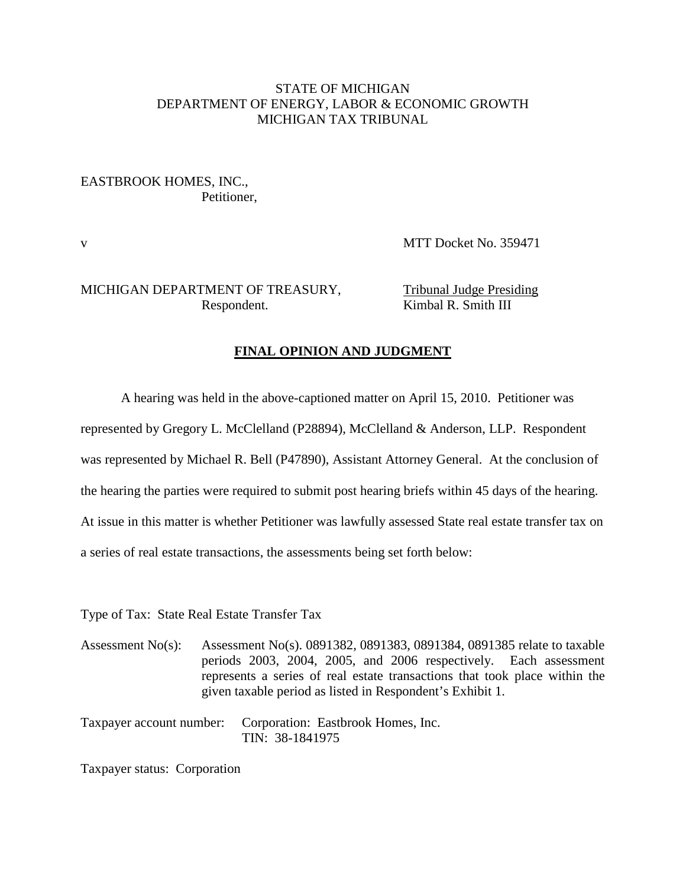STATE OF MICHIGAN
DEPARTMENT OF ENERGY, LABOR & ECONOMIC GROWTH
MICHIGAN TAX TRIBUNAL

EASTBROOK HOMES, INC.,
Petitioner,

v

MTT Docket No. 359471

MICHIGAN DEPARTMENT OF TREASURY,
Respondent.

Tribunal Judge Presiding
Kimbal R. Smith III

## FINAL OPINION AND JUDGMENT

A hearing was held in the above-captioned matter on April 15, 2010. Petitioner was represented by Gregory L. McClelland (P28894), McClelland & Anderson, LLP. Respondent was represented by Michael R. Bell (P47890), Assistant Attorney General. At the conclusion of the hearing the parties were required to submit post hearing briefs within 45 days of the hearing. At issue in this matter is whether Petitioner was lawfully assessed State real estate transfer tax on a series of real estate transactions, the assessments being set forth below:

Type of Tax: State Real Estate Transfer Tax

Assessment No(s): Assessment No(s). 0891382, 0891383, 0891384, 0891385 relate to taxable periods 2003, 2004, 2005, and 2006 respectively. Each assessment represents a series of real estate transactions that took place within the given taxable period as listed in Respondent's Exhibit 1.

Taxpayer account number: Corporation: Eastbrook Homes, Inc.
TIN: 38-1841975

Taxpayer status: Corporation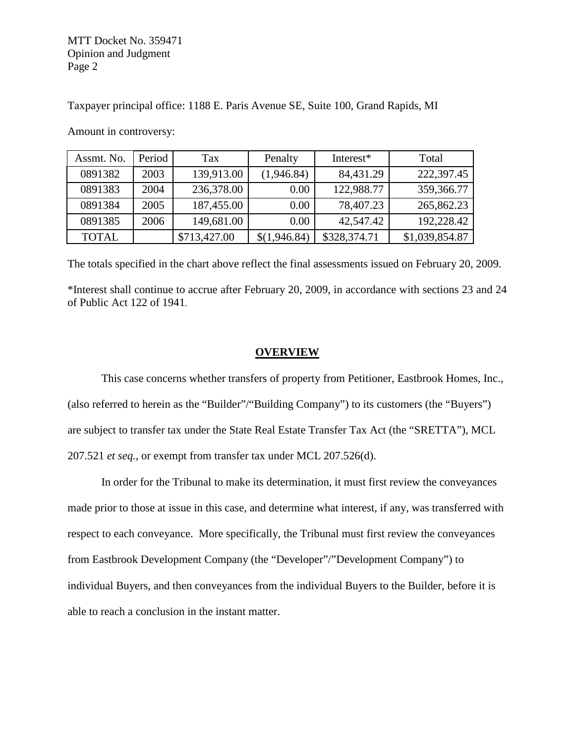Taxpayer principal office: 1188 E. Paris Avenue SE, Suite 100, Grand Rapids, MI

Amount in controversy:

| Assmt. No. | Period | Tax | Penalty | Interest* | Total |
| --- | --- | --- | --- | --- | --- |
| 0891382 | 2003 | 139,913.00 | (1,946.84) | 84,431.29 | 222,397.45 |
| 0891383 | 2004 | 236,378.00 | 0.00 | 122,988.77 | 359,366.77 |
| 0891384 | 2005 | 187,455.00 | 0.00 | 78,407.23 | 265,862.23 |
| 0891385 | 2006 | 149,681.00 | 0.00 | 42,547.42 | 192,228.42 |
| TOTAL | | $713,427.00 | $(1,946.84) | $328,374.71 | $1,039,854.87 |

The totals specified in the chart above reflect the final assessments issued on February 20, 2009.

*Interest shall continue to accrue after February 20, 2009, in accordance with sections 23 and 24 of Public Act 122 of 1941.

## OVERVIEW

This case concerns whether transfers of property from Petitioner, Eastbrook Homes, Inc., (also referred to herein as the "Builder"/"Building Company") to its customers (the "Buyers") are subject to transfer tax under the State Real Estate Transfer Tax Act (the "SRETTA"), MCL 207.521 *et seq.*, or exempt from transfer tax under MCL 207.526(d).

In order for the Tribunal to make its determination, it must first review the conveyances made prior to those at issue in this case, and determine what interest, if any, was transferred with respect to each conveyance. More specifically, the Tribunal must first review the conveyances from Eastbrook Development Company (the "Developer"/"Development Company") to individual Buyers, and then conveyances from the individual Buyers to the Builder, before it is able to reach a conclusion in the instant matter.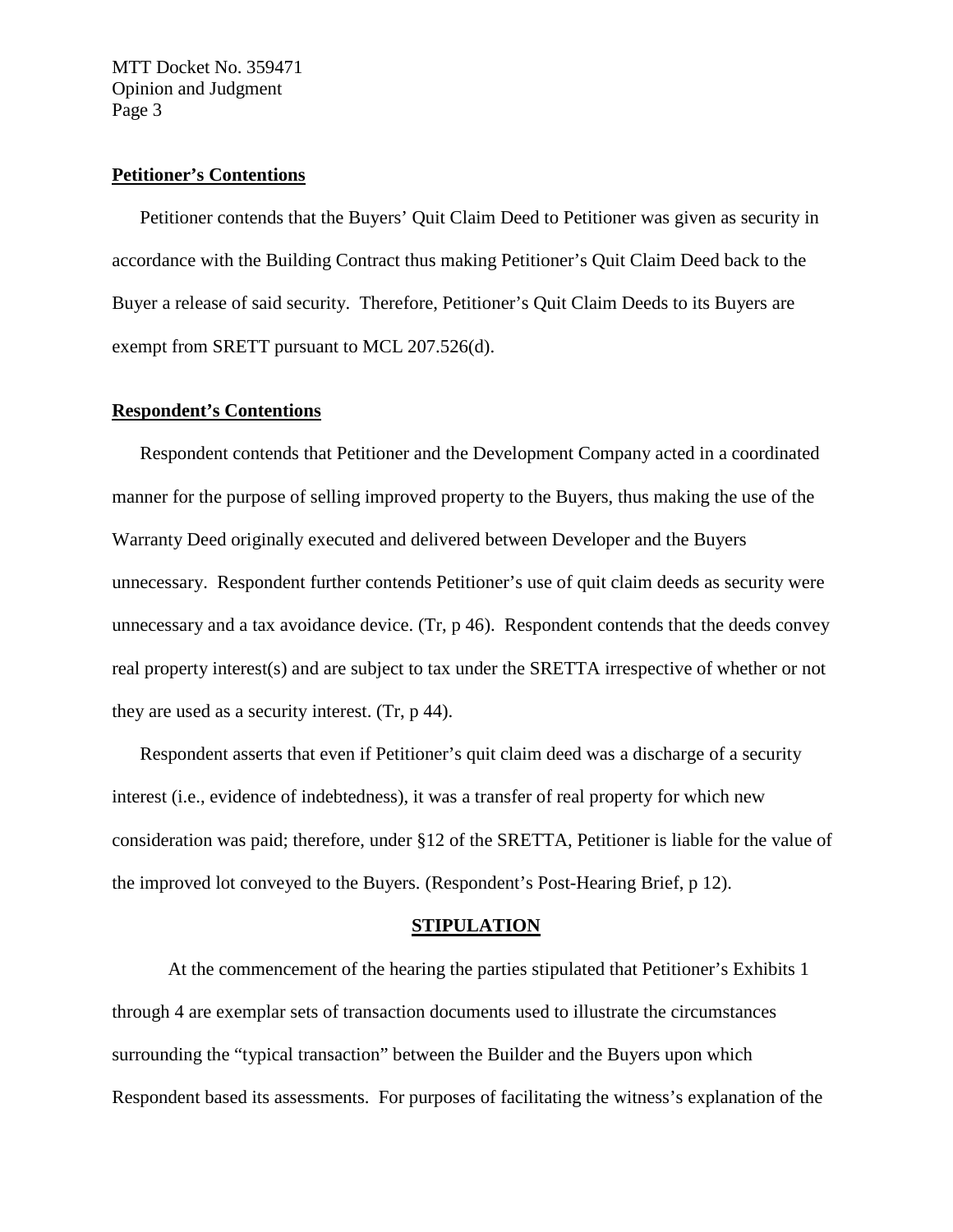**Petitioner's Contentions**

Petitioner contends that the Buyers' Quit Claim Deed to Petitioner was given as security in accordance with the Building Contract thus making Petitioner's Quit Claim Deed back to the Buyer a release of said security. Therefore, Petitioner's Quit Claim Deeds to its Buyers are exempt from SRETT pursuant to MCL 207.526(d).

**Respondent's Contentions**

Respondent contends that Petitioner and the Development Company acted in a coordinated manner for the purpose of selling improved property to the Buyers, thus making the use of the Warranty Deed originally executed and delivered between Developer and the Buyers unnecessary. Respondent further contends Petitioner's use of quit claim deeds as security were unnecessary and a tax avoidance device. (Tr, p 46). Respondent contends that the deeds convey real property interest(s) and are subject to tax under the SRETTA irrespective of whether or not they are used as a security interest. (Tr, p 44).

Respondent asserts that even if Petitioner's quit claim deed was a discharge of a security interest (i.e., evidence of indebtedness), it was a transfer of real property for which new consideration was paid; therefore, under §12 of the SRETTA, Petitioner is liable for the value of the improved lot conveyed to the Buyers. (Respondent's Post-Hearing Brief, p 12).

**STIPULATION**

At the commencement of the hearing the parties stipulated that Petitioner's Exhibits 1 through 4 are exemplar sets of transaction documents used to illustrate the circumstances surrounding the "typical transaction" between the Builder and the Buyers upon which Respondent based its assessments. For purposes of facilitating the witness's explanation of the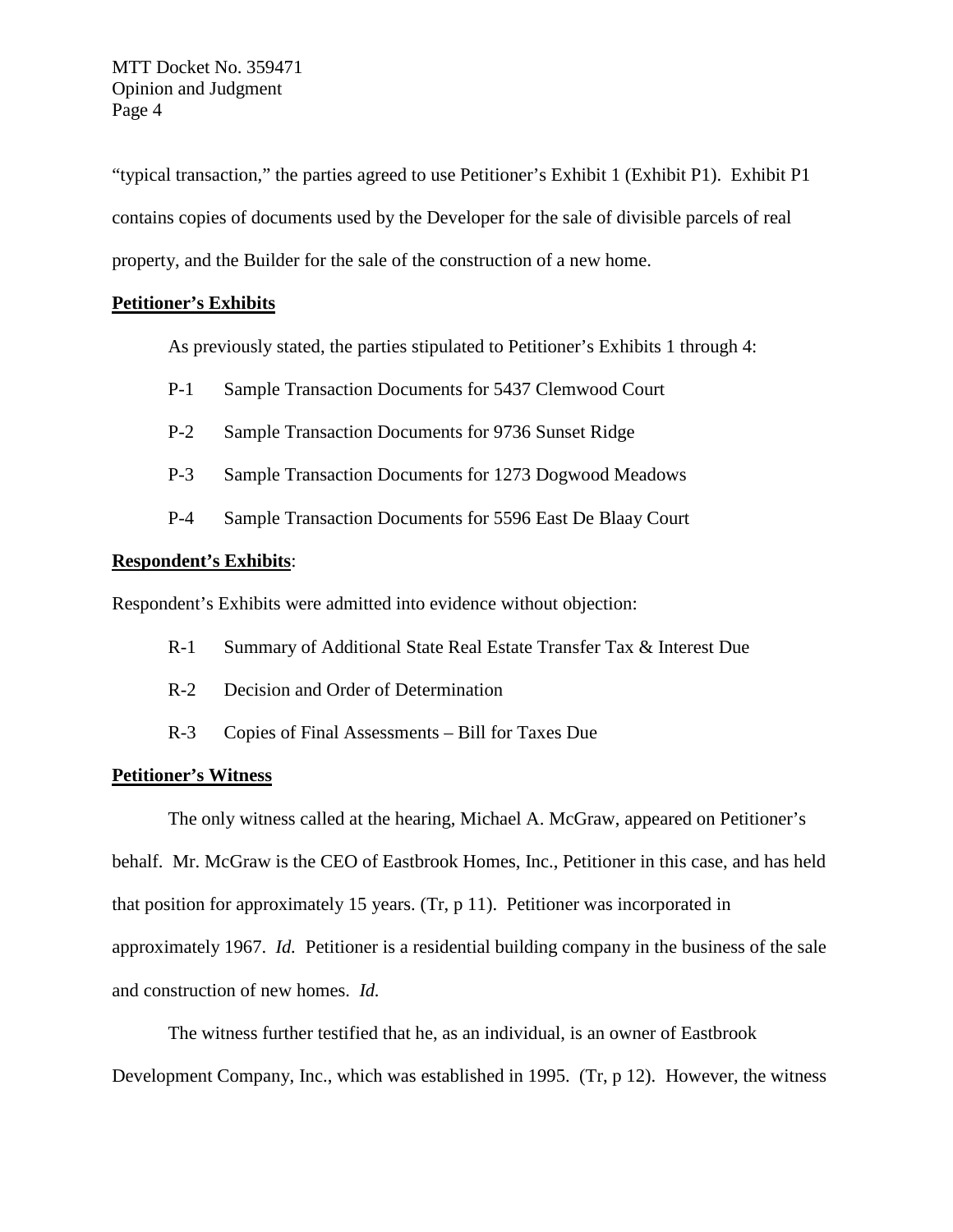"typical transaction," the parties agreed to use Petitioner's Exhibit 1 (Exhibit P1). Exhibit P1 contains copies of documents used by the Developer for the sale of divisible parcels of real property, and the Builder for the sale of the construction of a new home.

**Petitioner's Exhibits**

As previously stated, the parties stipulated to Petitioner's Exhibits 1 through 4:

P-1 Sample Transaction Documents for 5437 Clemwood Court

P-2 Sample Transaction Documents for 9736 Sunset Ridge

P-3 Sample Transaction Documents for 1273 Dogwood Meadows

P-4 Sample Transaction Documents for 5596 East De Blaay Court

**Respondent's Exhibits**:

Respondent's Exhibits were admitted into evidence without objection:

R-1 Summary of Additional State Real Estate Transfer Tax & Interest Due

R-2 Decision and Order of Determination

R-3 Copies of Final Assessments – Bill for Taxes Due

**Petitioner's Witness**

The only witness called at the hearing, Michael A. McGraw, appeared on Petitioner's behalf. Mr. McGraw is the CEO of Eastbrook Homes, Inc., Petitioner in this case, and has held that position for approximately 15 years. (Tr, p 11). Petitioner was incorporated in approximately 1967. *Id.* Petitioner is a residential building company in the business of the sale and construction of new homes. *Id.*

The witness further testified that he, as an individual, is an owner of Eastbrook Development Company, Inc., which was established in 1995. (Tr, p 12). However, the witness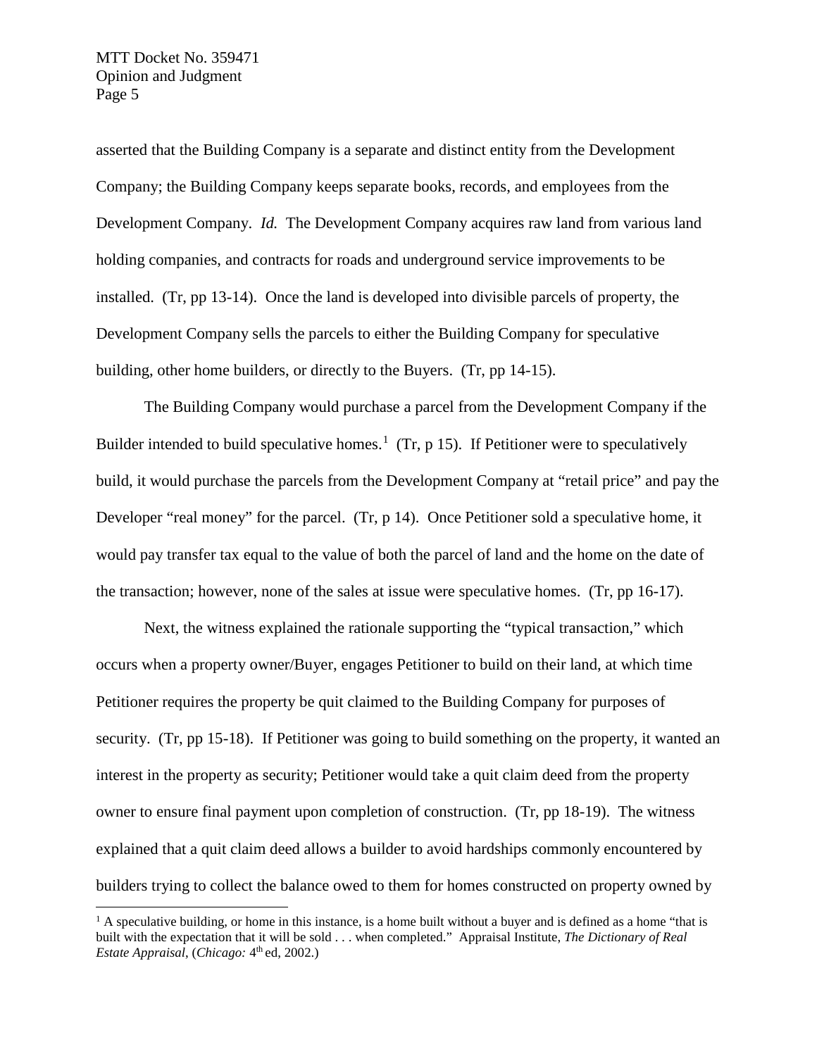asserted that the Building Company is a separate and distinct entity from the Development Company; the Building Company keeps separate books, records, and employees from the Development Company. *Id.* The Development Company acquires raw land from various land holding companies, and contracts for roads and underground service improvements to be installed. (Tr, pp 13-14). Once the land is developed into divisible parcels of property, the Development Company sells the parcels to either the Building Company for speculative building, other home builders, or directly to the Buyers. (Tr, pp 14-15).

The Building Company would purchase a parcel from the Development Company if the Builder intended to build speculative homes.[1] (Tr, p 15). If Petitioner were to speculatively build, it would purchase the parcels from the Development Company at "retail price" and pay the Developer "real money" for the parcel. (Tr, p 14). Once Petitioner sold a speculative home, it would pay transfer tax equal to the value of both the parcel of land and the home on the date of the transaction; however, none of the sales at issue were speculative homes. (Tr, pp 16-17).

Next, the witness explained the rationale supporting the "typical transaction," which occurs when a property owner/Buyer, engages Petitioner to build on their land, at which time Petitioner requires the property be quit claimed to the Building Company for purposes of security. (Tr, pp 15-18). If Petitioner was going to build something on the property, it wanted an interest in the property as security; Petitioner would take a quit claim deed from the property owner to ensure final payment upon completion of construction. (Tr, pp 18-19). The witness explained that a quit claim deed allows a builder to avoid hardships commonly encountered by builders trying to collect the balance owed to them for homes constructed on property owned by

---

[1] A speculative building, or home in this instance, is a home built without a buyer and is defined as a home "that is built with the expectation that it will be sold . . . when completed." Appraisal Institute, *The Dictionary of Real Estate Appraisal*, (*Chicago:* 4th ed, 2002.)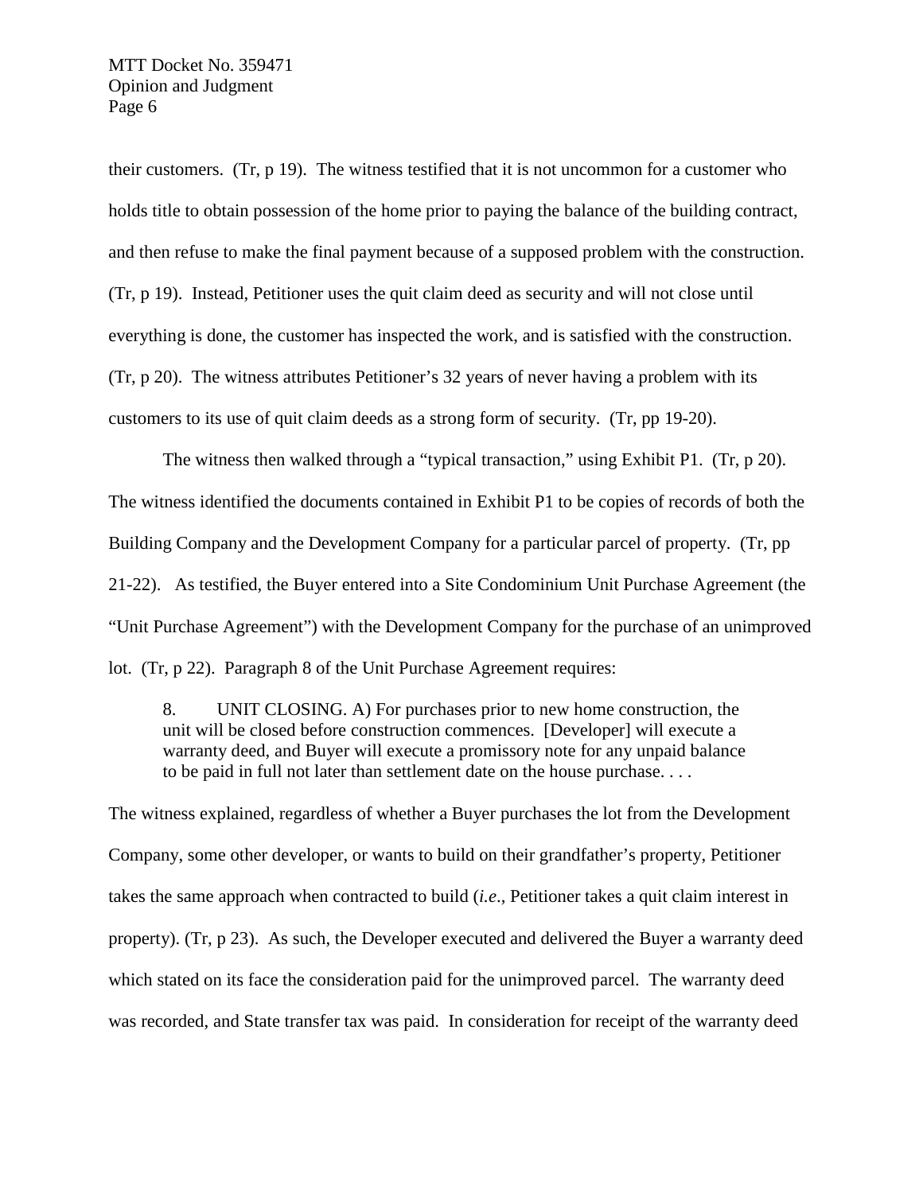their customers. (Tr, p 19). The witness testified that it is not uncommon for a customer who holds title to obtain possession of the home prior to paying the balance of the building contract, and then refuse to make the final payment because of a supposed problem with the construction. (Tr, p 19). Instead, Petitioner uses the quit claim deed as security and will not close until everything is done, the customer has inspected the work, and is satisfied with the construction. (Tr, p 20). The witness attributes Petitioner's 32 years of never having a problem with its customers to its use of quit claim deeds as a strong form of security. (Tr, pp 19-20).

The witness then walked through a "typical transaction," using Exhibit P1. (Tr, p 20). The witness identified the documents contained in Exhibit P1 to be copies of records of both the Building Company and the Development Company for a particular parcel of property. (Tr, pp 21-22). As testified, the Buyer entered into a Site Condominium Unit Purchase Agreement (the "Unit Purchase Agreement") with the Development Company for the purchase of an unimproved lot. (Tr, p 22). Paragraph 8 of the Unit Purchase Agreement requires:

> 8. UNIT CLOSING. A) For purchases prior to new home construction, the unit will be closed before construction commences. [Developer] will execute a warranty deed, and Buyer will execute a promissory note for any unpaid balance to be paid in full not later than settlement date on the house purchase. . . .

The witness explained, regardless of whether a Buyer purchases the lot from the Development Company, some other developer, or wants to build on their grandfather's property, Petitioner takes the same approach when contracted to build (*i.e*., Petitioner takes a quit claim interest in property). (Tr, p 23). As such, the Developer executed and delivered the Buyer a warranty deed which stated on its face the consideration paid for the unimproved parcel. The warranty deed was recorded, and State transfer tax was paid. In consideration for receipt of the warranty deed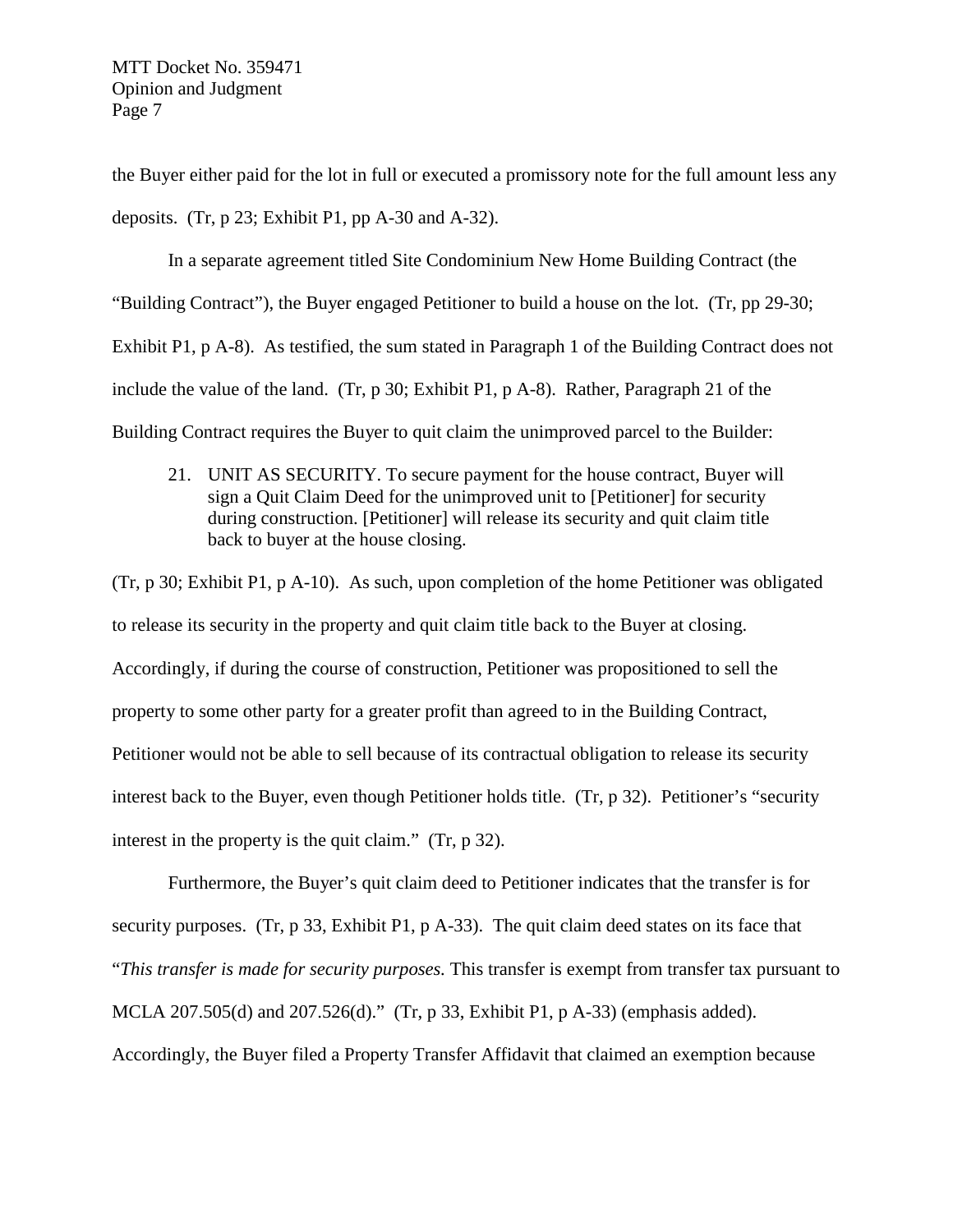the Buyer either paid for the lot in full or executed a promissory note for the full amount less any deposits. (Tr, p 23; Exhibit P1, pp A-30 and A-32).

In a separate agreement titled Site Condominium New Home Building Contract (the "Building Contract"), the Buyer engaged Petitioner to build a house on the lot. (Tr, pp 29-30; Exhibit P1, p A-8). As testified, the sum stated in Paragraph 1 of the Building Contract does not include the value of the land. (Tr, p 30; Exhibit P1, p A-8). Rather, Paragraph 21 of the Building Contract requires the Buyer to quit claim the unimproved parcel to the Builder:

> 21. UNIT AS SECURITY. To secure payment for the house contract, Buyer will sign a Quit Claim Deed for the unimproved unit to [Petitioner] for security during construction. [Petitioner] will release its security and quit claim title back to buyer at the house closing.

(Tr, p 30; Exhibit P1, p A-10). As such, upon completion of the home Petitioner was obligated to release its security in the property and quit claim title back to the Buyer at closing. Accordingly, if during the course of construction, Petitioner was propositioned to sell the property to some other party for a greater profit than agreed to in the Building Contract, Petitioner would not be able to sell because of its contractual obligation to release its security interest back to the Buyer, even though Petitioner holds title. (Tr, p 32). Petitioner's "security interest in the property is the quit claim." (Tr, p 32).

Furthermore, the Buyer's quit claim deed to Petitioner indicates that the transfer is for security purposes. (Tr, p 33, Exhibit P1, p A-33). The quit claim deed states on its face that "*This transfer is made for security purposes.* This transfer is exempt from transfer tax pursuant to MCLA 207.505(d) and 207.526(d)." (Tr, p 33, Exhibit P1, p A-33) (emphasis added). Accordingly, the Buyer filed a Property Transfer Affidavit that claimed an exemption because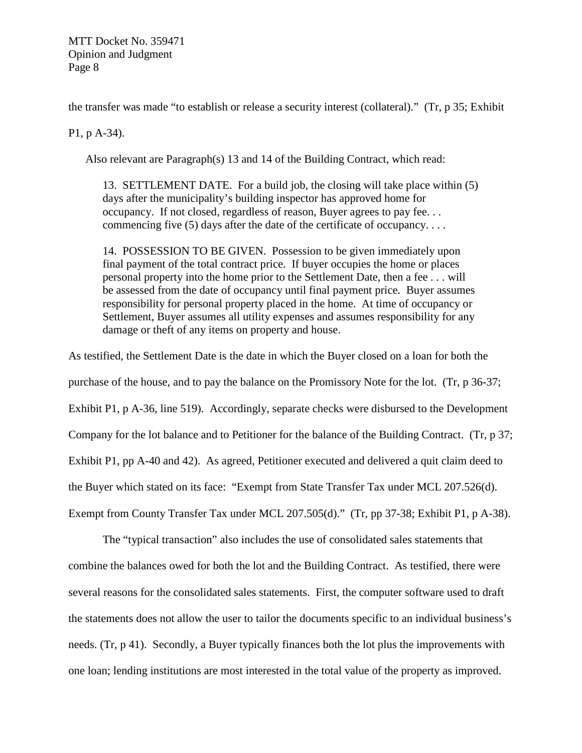the transfer was made "to establish or release a security interest (collateral)." (Tr, p 35; Exhibit P1, p A-34).

Also relevant are Paragraph(s) 13 and 14 of the Building Contract, which read:

> 13. SETTLEMENT DATE. For a build job, the closing will take place within (5) days after the municipality's building inspector has approved home for occupancy. If not closed, regardless of reason, Buyer agrees to pay fee. . . commencing five (5) days after the date of the certificate of occupancy. . . .
>
> 14. POSSESSION TO BE GIVEN. Possession to be given immediately upon final payment of the total contract price. If buyer occupies the home or places personal property into the home prior to the Settlement Date, then a fee . . . will be assessed from the date of occupancy until final payment price. Buyer assumes responsibility for personal property placed in the home. At time of occupancy or Settlement, Buyer assumes all utility expenses and assumes responsibility for any damage or theft of any items on property and house.

As testified, the Settlement Date is the date in which the Buyer closed on a loan for both the purchase of the house, and to pay the balance on the Promissory Note for the lot. (Tr, p 36-37; Exhibit P1, p A-36, line 519). Accordingly, separate checks were disbursed to the Development Company for the lot balance and to Petitioner for the balance of the Building Contract. (Tr, p 37; Exhibit P1, pp A-40 and 42). As agreed, Petitioner executed and delivered a quit claim deed to the Buyer which stated on its face: "Exempt from State Transfer Tax under MCL 207.526(d). Exempt from County Transfer Tax under MCL 207.505(d)." (Tr, pp 37-38; Exhibit P1, p A-38).

The "typical transaction" also includes the use of consolidated sales statements that combine the balances owed for both the lot and the Building Contract. As testified, there were several reasons for the consolidated sales statements. First, the computer software used to draft the statements does not allow the user to tailor the documents specific to an individual business's needs. (Tr, p 41). Secondly, a Buyer typically finances both the lot plus the improvements with one loan; lending institutions are most interested in the total value of the property as improved.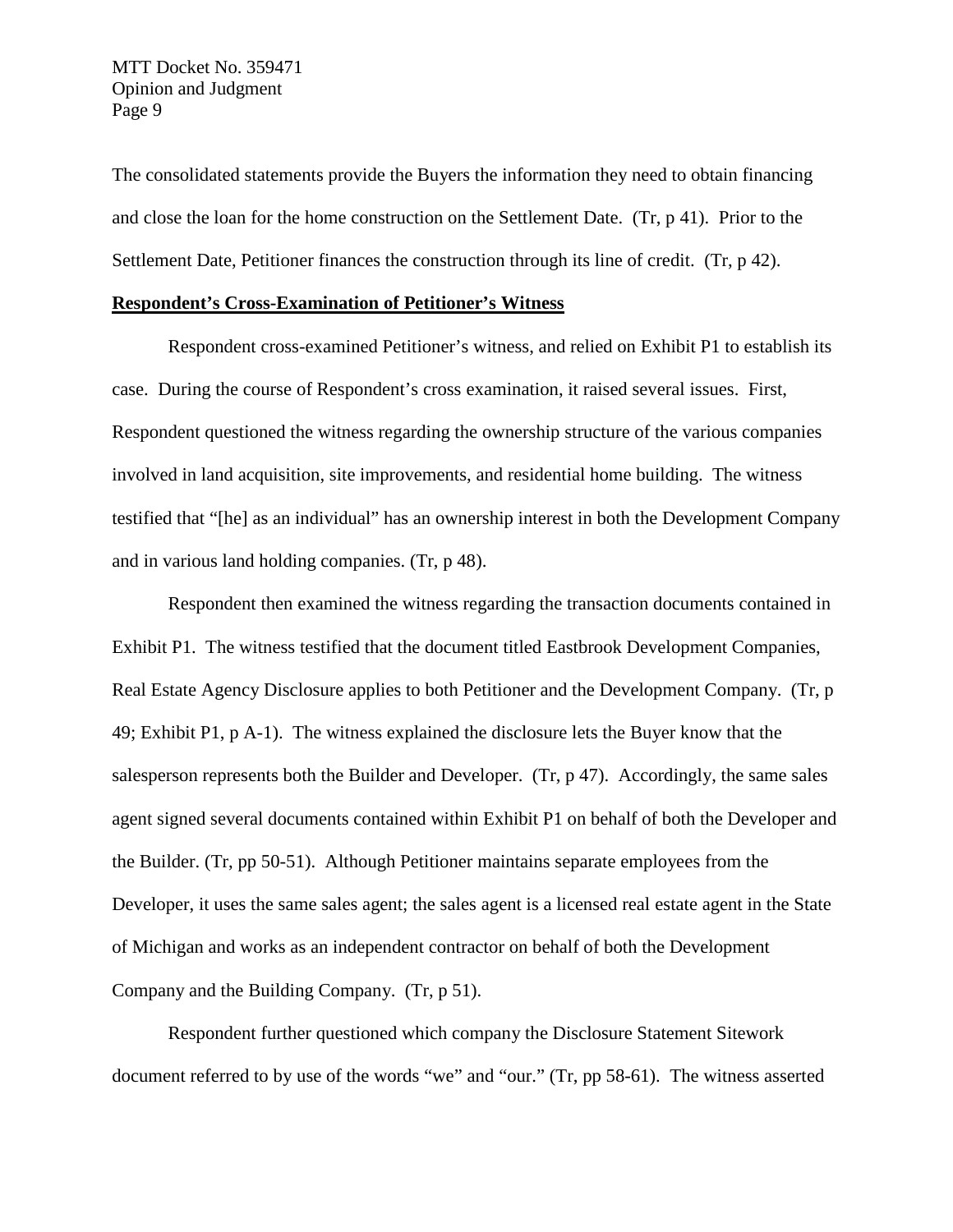The consolidated statements provide the Buyers the information they need to obtain financing and close the loan for the home construction on the Settlement Date. (Tr, p 41). Prior to the Settlement Date, Petitioner finances the construction through its line of credit. (Tr, p 42).

**Respondent's Cross-Examination of Petitioner's Witness**

Respondent cross-examined Petitioner's witness, and relied on Exhibit P1 to establish its case. During the course of Respondent's cross examination, it raised several issues. First, Respondent questioned the witness regarding the ownership structure of the various companies involved in land acquisition, site improvements, and residential home building. The witness testified that "[he] as an individual" has an ownership interest in both the Development Company and in various land holding companies. (Tr, p 48).

Respondent then examined the witness regarding the transaction documents contained in Exhibit P1. The witness testified that the document titled Eastbrook Development Companies, Real Estate Agency Disclosure applies to both Petitioner and the Development Company. (Tr, p 49; Exhibit P1, p A-1). The witness explained the disclosure lets the Buyer know that the salesperson represents both the Builder and Developer. (Tr, p 47). Accordingly, the same sales agent signed several documents contained within Exhibit P1 on behalf of both the Developer and the Builder. (Tr, pp 50-51). Although Petitioner maintains separate employees from the Developer, it uses the same sales agent; the sales agent is a licensed real estate agent in the State of Michigan and works as an independent contractor on behalf of both the Development Company and the Building Company. (Tr, p 51).

Respondent further questioned which company the Disclosure Statement Sitework document referred to by use of the words "we" and "our." (Tr, pp 58-61). The witness asserted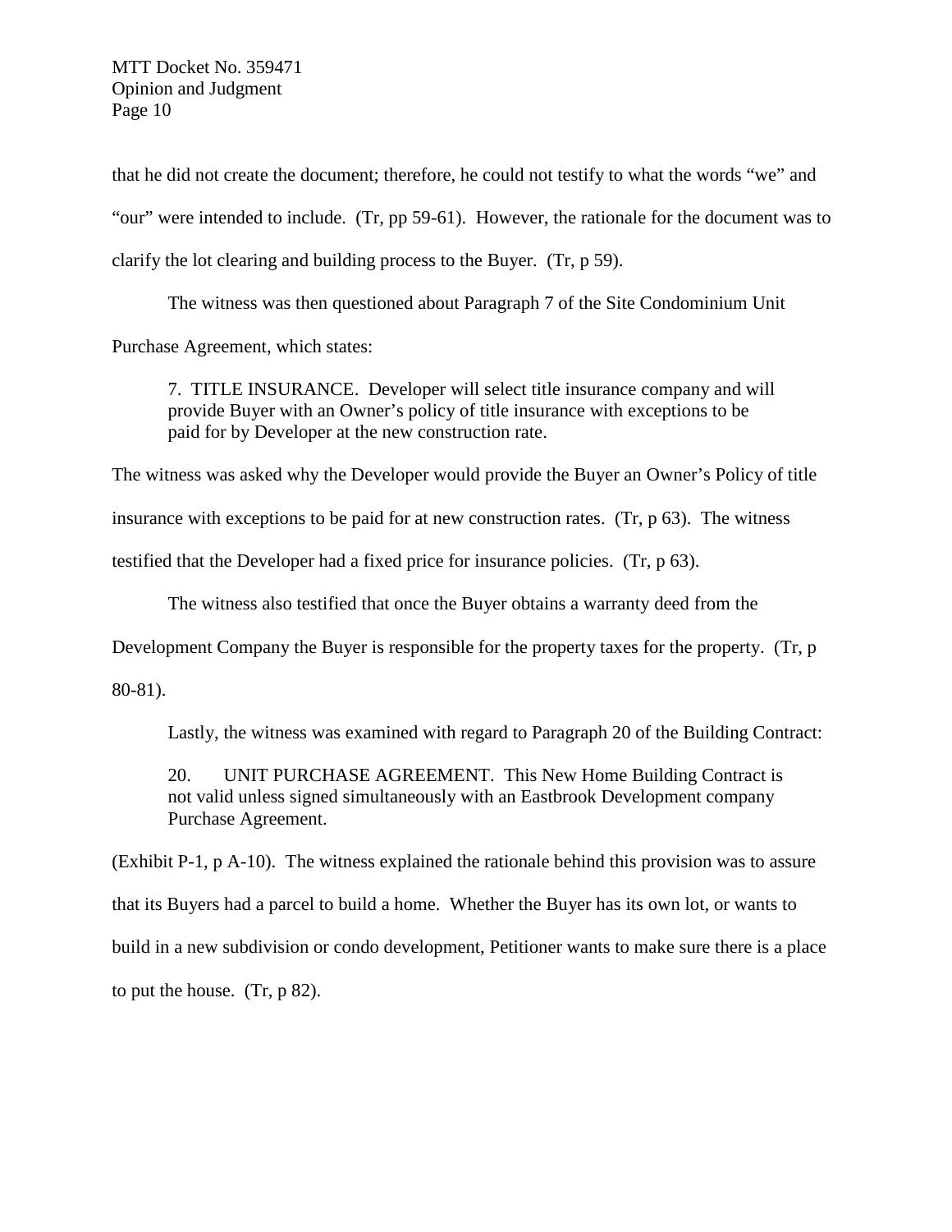that he did not create the document; therefore, he could not testify to what the words "we" and "our" were intended to include. (Tr, pp 59-61). However, the rationale for the document was to clarify the lot clearing and building process to the Buyer. (Tr, p 59).

The witness was then questioned about Paragraph 7 of the Site Condominium Unit Purchase Agreement, which states:

> 7. TITLE INSURANCE. Developer will select title insurance company and will provide Buyer with an Owner's policy of title insurance with exceptions to be paid for by Developer at the new construction rate.

The witness was asked why the Developer would provide the Buyer an Owner's Policy of title insurance with exceptions to be paid for at new construction rates. (Tr, p 63). The witness testified that the Developer had a fixed price for insurance policies. (Tr, p 63).

The witness also testified that once the Buyer obtains a warranty deed from the Development Company the Buyer is responsible for the property taxes for the property. (Tr, p 80-81).

Lastly, the witness was examined with regard to Paragraph 20 of the Building Contract:

> 20. UNIT PURCHASE AGREEMENT. This New Home Building Contract is not valid unless signed simultaneously with an Eastbrook Development company Purchase Agreement.

(Exhibit P-1, p A-10). The witness explained the rationale behind this provision was to assure that its Buyers had a parcel to build a home. Whether the Buyer has its own lot, or wants to build in a new subdivision or condo development, Petitioner wants to make sure there is a place to put the house. (Tr, p 82).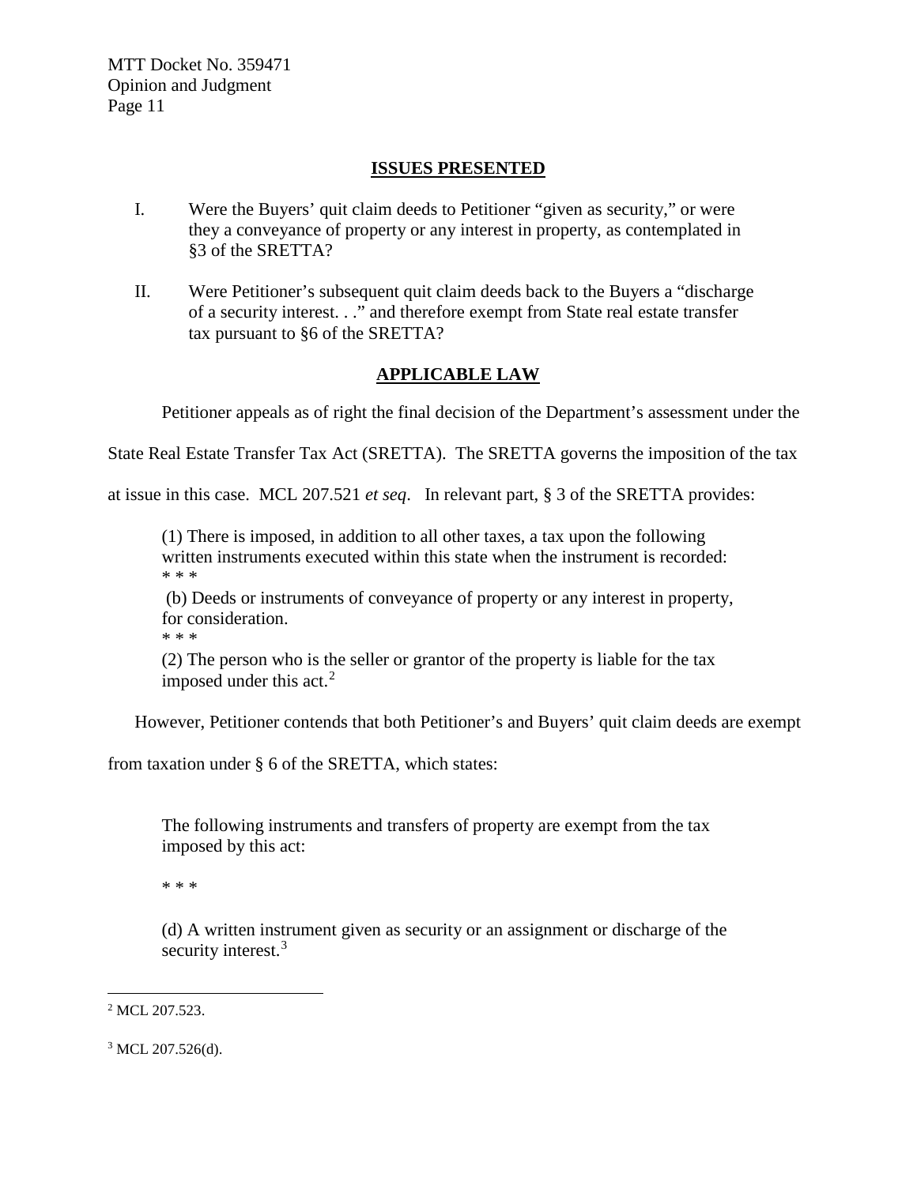## ISSUES PRESENTED

I. Were the Buyers' quit claim deeds to Petitioner "given as security," or were they a conveyance of property or any interest in property, as contemplated in §3 of the SRETTA?

II. Were Petitioner's subsequent quit claim deeds back to the Buyers a "discharge of a security interest. . ." and therefore exempt from State real estate transfer tax pursuant to §6 of the SRETTA?

## APPLICABLE LAW

Petitioner appeals as of right the final decision of the Department's assessment under the State Real Estate Transfer Tax Act (SRETTA). The SRETTA governs the imposition of the tax at issue in this case. MCL 207.521 *et seq*. In relevant part, § 3 of the SRETTA provides:

> (1) There is imposed, in addition to all other taxes, a tax upon the following written instruments executed within this state when the instrument is recorded:
> * * *
> (b) Deeds or instruments of conveyance of property or any interest in property, for consideration.
> * * *
> (2) The person who is the seller or grantor of the property is liable for the tax imposed under this act.[2]

However, Petitioner contends that both Petitioner's and Buyers' quit claim deeds are exempt from taxation under § 6 of the SRETTA, which states:

> The following instruments and transfers of property are exempt from the tax imposed by this act:
>
> * * *
>
> (d) A written instrument given as security or an assignment or discharge of the security interest.[3]

---

[2] MCL 207.523.

[3] MCL 207.526(d).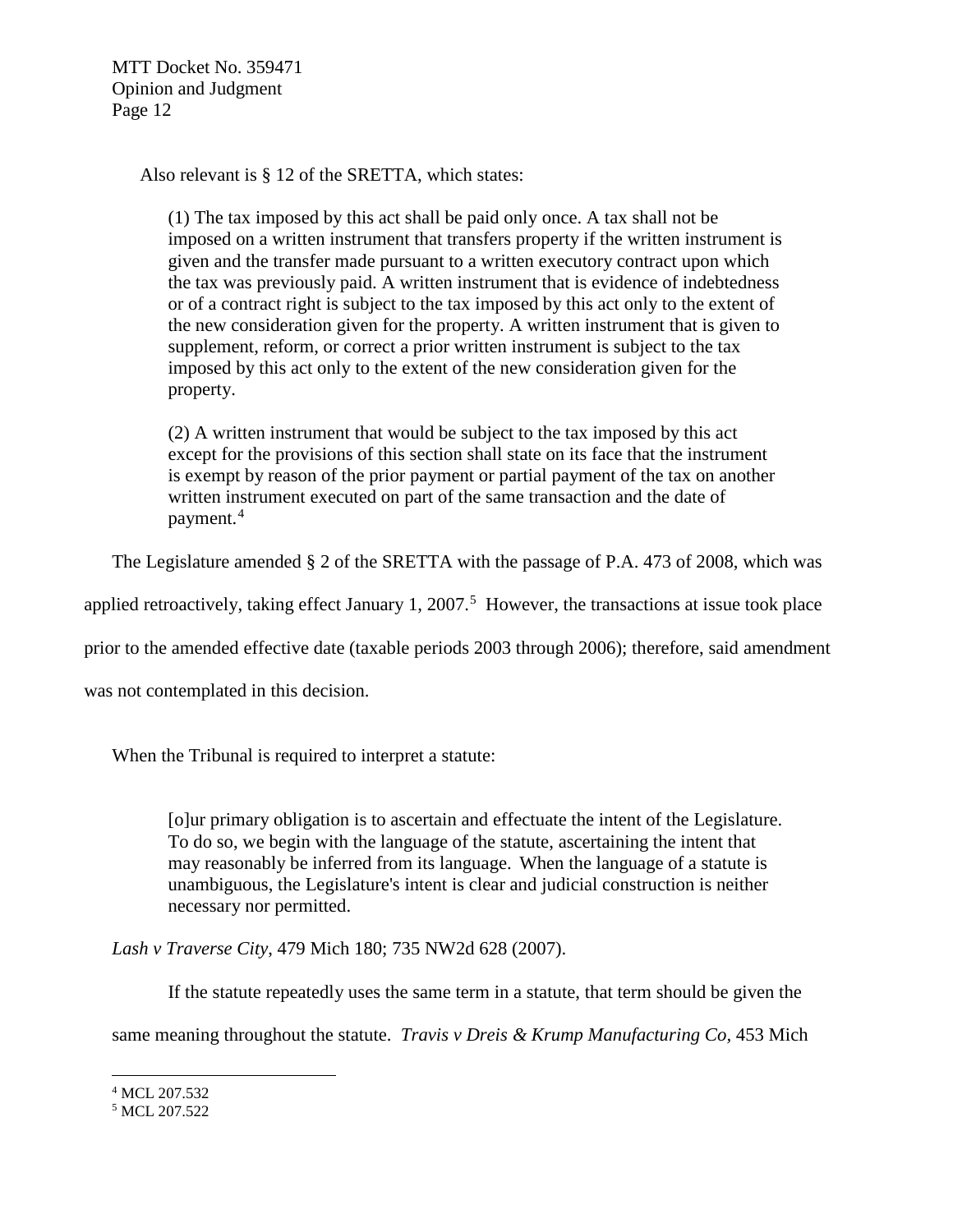Also relevant is § 12 of the SRETTA, which states:

> (1) The tax imposed by this act shall be paid only once. A tax shall not be imposed on a written instrument that transfers property if the written instrument is given and the transfer made pursuant to a written executory contract upon which the tax was previously paid. A written instrument that is evidence of indebtedness or of a contract right is subject to the tax imposed by this act only to the extent of the new consideration given for the property. A written instrument that is given to supplement, reform, or correct a prior written instrument is subject to the tax imposed by this act only to the extent of the new consideration given for the property.
>
> (2) A written instrument that would be subject to the tax imposed by this act except for the provisions of this section shall state on its face that the instrument is exempt by reason of the prior payment or partial payment of the tax on another written instrument executed on part of the same transaction and the date of payment.[4]

The Legislature amended § 2 of the SRETTA with the passage of P.A. 473 of 2008, which was applied retroactively, taking effect January 1, 2007.[5] However, the transactions at issue took place prior to the amended effective date (taxable periods 2003 through 2006); therefore, said amendment was not contemplated in this decision.

When the Tribunal is required to interpret a statute:

> [o]ur primary obligation is to ascertain and effectuate the intent of the Legislature. To do so, we begin with the language of the statute, ascertaining the intent that may reasonably be inferred from its language. When the language of a statute is unambiguous, the Legislature's intent is clear and judicial construction is neither necessary nor permitted.

*Lash v Traverse City*, 479 Mich 180; 735 NW2d 628 (2007).

If the statute repeatedly uses the same term in a statute, that term should be given the same meaning throughout the statute. *Travis v Dreis & Krump Manufacturing Co*, 453 Mich

---

[4] MCL 207.532

[5] MCL 207.522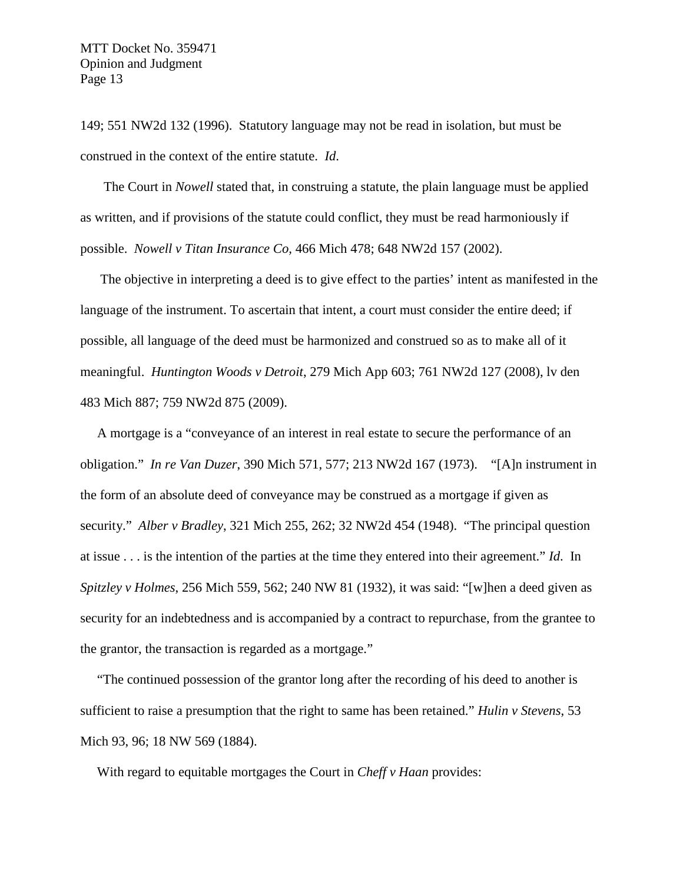149; 551 NW2d 132 (1996). Statutory language may not be read in isolation, but must be construed in the context of the entire statute. *Id*.

The Court in *Nowell* stated that, in construing a statute, the plain language must be applied as written, and if provisions of the statute could conflict, they must be read harmoniously if possible. *Nowell v Titan Insurance Co*, 466 Mich 478; 648 NW2d 157 (2002).

The objective in interpreting a deed is to give effect to the parties' intent as manifested in the language of the instrument. To ascertain that intent, a court must consider the entire deed; if possible, all language of the deed must be harmonized and construed so as to make all of it meaningful. *Huntington Woods v Detroit*, 279 Mich App 603; 761 NW2d 127 (2008), lv den 483 Mich 887; 759 NW2d 875 (2009).

A mortgage is a "conveyance of an interest in real estate to secure the performance of an obligation." *In re Van Duzer*, 390 Mich 571, 577; 213 NW2d 167 (1973). "[A]n instrument in the form of an absolute deed of conveyance may be construed as a mortgage if given as security." *Alber v Bradley*, 321 Mich 255, 262; 32 NW2d 454 (1948). "The principal question at issue . . . is the intention of the parties at the time they entered into their agreement." *Id*. In *Spitzley v Holmes*, 256 Mich 559, 562; 240 NW 81 (1932), it was said: "[w]hen a deed given as security for an indebtedness and is accompanied by a contract to repurchase, from the grantee to the grantor, the transaction is regarded as a mortgage."

"The continued possession of the grantor long after the recording of his deed to another is sufficient to raise a presumption that the right to same has been retained." *Hulin v Stevens*, 53 Mich 93, 96; 18 NW 569 (1884).

With regard to equitable mortgages the Court in *Cheff v Haan* provides: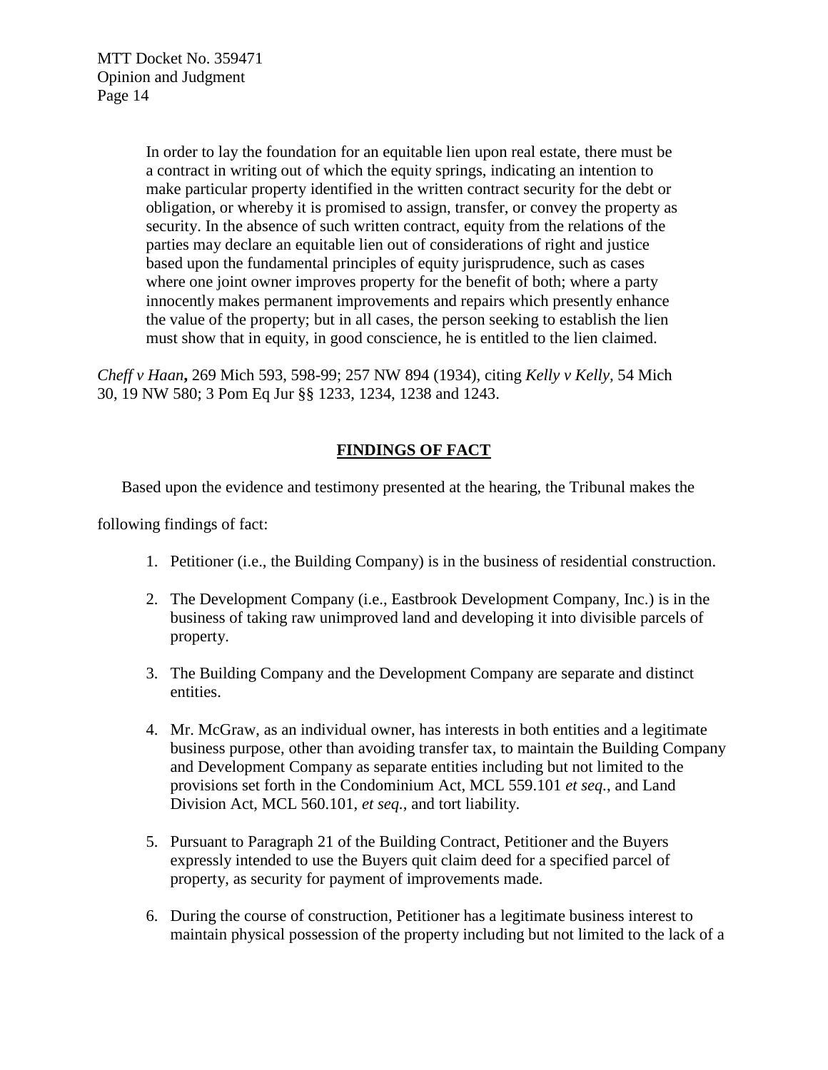> In order to lay the foundation for an equitable lien upon real estate, there must be a contract in writing out of which the equity springs, indicating an intention to make particular property identified in the written contract security for the debt or obligation, or whereby it is promised to assign, transfer, or convey the property as security. In the absence of such written contract, equity from the relations of the parties may declare an equitable lien out of considerations of right and justice based upon the fundamental principles of equity jurisprudence, such as cases where one joint owner improves property for the benefit of both; where a party innocently makes permanent improvements and repairs which presently enhance the value of the property; but in all cases, the person seeking to establish the lien must show that in equity, in good conscience, he is entitled to the lien claimed.

*Cheff v Haan***,** 269 Mich 593, 598-99; 257 NW 894 (1934), citing *Kelly v Kelly,* 54 Mich 30, 19 NW 580; 3 Pom Eq Jur §§ 1233, 1234, 1238 and 1243.

## FINDINGS OF FACT

Based upon the evidence and testimony presented at the hearing, the Tribunal makes the following findings of fact:

1. Petitioner (i.e., the Building Company) is in the business of residential construction.
2. The Development Company (i.e., Eastbrook Development Company, Inc.) is in the business of taking raw unimproved land and developing it into divisible parcels of property.
3. The Building Company and the Development Company are separate and distinct entities.
4. Mr. McGraw, as an individual owner, has interests in both entities and a legitimate business purpose, other than avoiding transfer tax, to maintain the Building Company and Development Company as separate entities including but not limited to the provisions set forth in the Condominium Act, MCL 559.101 *et seq.*, and Land Division Act, MCL 560.101, *et seq.*, and tort liability.
5. Pursuant to Paragraph 21 of the Building Contract, Petitioner and the Buyers expressly intended to use the Buyers quit claim deed for a specified parcel of property, as security for payment of improvements made.
6. During the course of construction, Petitioner has a legitimate business interest to maintain physical possession of the property including but not limited to the lack of a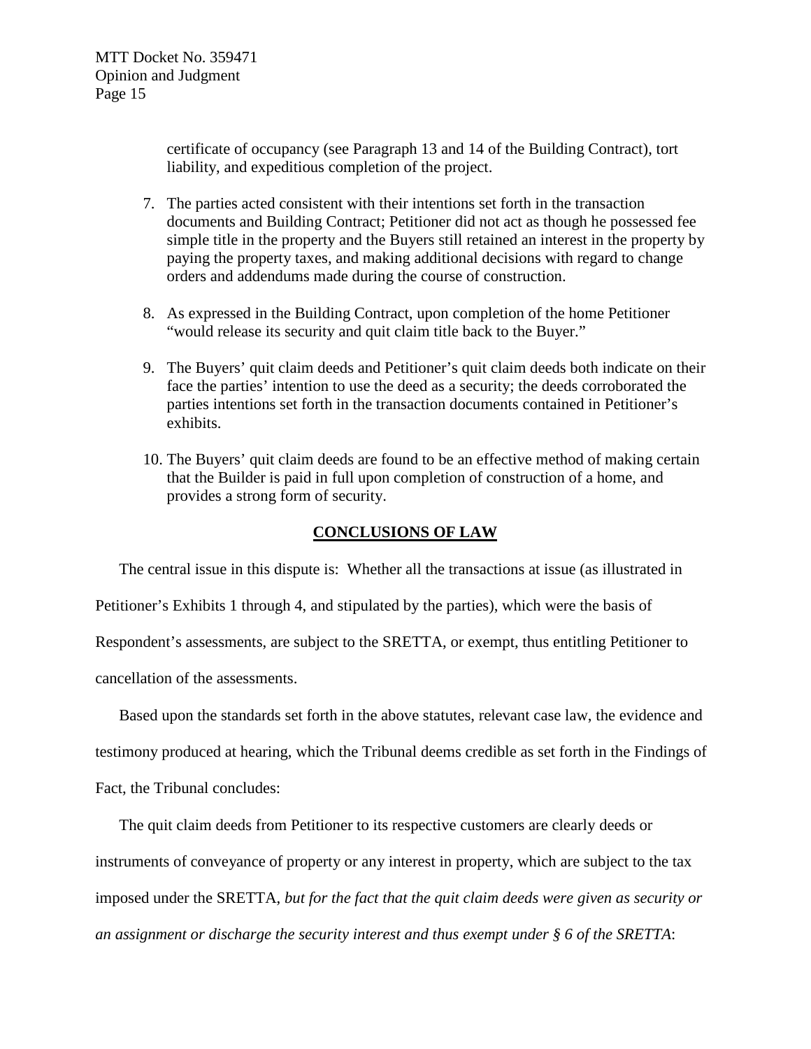certificate of occupancy (see Paragraph 13 and 14 of the Building Contract), tort liability, and expeditious completion of the project.

7. The parties acted consistent with their intentions set forth in the transaction documents and Building Contract; Petitioner did not act as though he possessed fee simple title in the property and the Buyers still retained an interest in the property by paying the property taxes, and making additional decisions with regard to change orders and addendums made during the course of construction.

8. As expressed in the Building Contract, upon completion of the home Petitioner "would release its security and quit claim title back to the Buyer."

9. The Buyers' quit claim deeds and Petitioner's quit claim deeds both indicate on their face the parties' intention to use the deed as a security; the deeds corroborated the parties intentions set forth in the transaction documents contained in Petitioner's exhibits.

10. The Buyers' quit claim deeds are found to be an effective method of making certain that the Builder is paid in full upon completion of construction of a home, and provides a strong form of security.

## CONCLUSIONS OF LAW

The central issue in this dispute is: Whether all the transactions at issue (as illustrated in Petitioner's Exhibits 1 through 4, and stipulated by the parties), which were the basis of Respondent's assessments, are subject to the SRETTA, or exempt, thus entitling Petitioner to cancellation of the assessments.

Based upon the standards set forth in the above statutes, relevant case law, the evidence and testimony produced at hearing, which the Tribunal deems credible as set forth in the Findings of Fact, the Tribunal concludes:

The quit claim deeds from Petitioner to its respective customers are clearly deeds or instruments of conveyance of property or any interest in property, which are subject to the tax imposed under the SRETTA, *but for the fact that the quit claim deeds were given as security or an assignment or discharge the security interest and thus exempt under § 6 of the SRETTA*: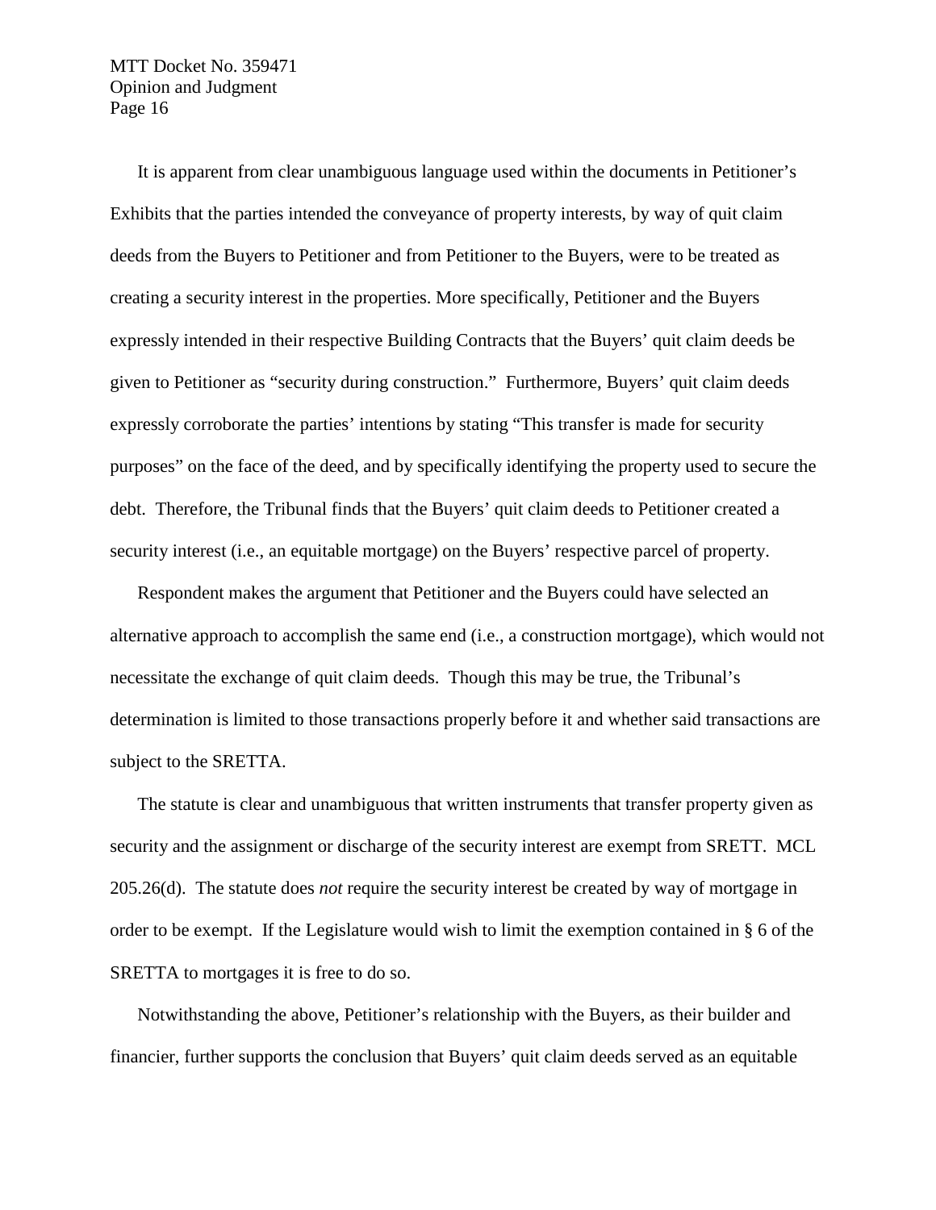It is apparent from clear unambiguous language used within the documents in Petitioner's Exhibits that the parties intended the conveyance of property interests, by way of quit claim deeds from the Buyers to Petitioner and from Petitioner to the Buyers, were to be treated as creating a security interest in the properties. More specifically, Petitioner and the Buyers expressly intended in their respective Building Contracts that the Buyers' quit claim deeds be given to Petitioner as "security during construction." Furthermore, Buyers' quit claim deeds expressly corroborate the parties' intentions by stating "This transfer is made for security purposes" on the face of the deed, and by specifically identifying the property used to secure the debt. Therefore, the Tribunal finds that the Buyers' quit claim deeds to Petitioner created a security interest (i.e., an equitable mortgage) on the Buyers' respective parcel of property.

Respondent makes the argument that Petitioner and the Buyers could have selected an alternative approach to accomplish the same end (i.e., a construction mortgage), which would not necessitate the exchange of quit claim deeds. Though this may be true, the Tribunal's determination is limited to those transactions properly before it and whether said transactions are subject to the SRETTA.

The statute is clear and unambiguous that written instruments that transfer property given as security and the assignment or discharge of the security interest are exempt from SRETT. MCL 205.26(d). The statute does *not* require the security interest be created by way of mortgage in order to be exempt. If the Legislature would wish to limit the exemption contained in § 6 of the SRETTA to mortgages it is free to do so.

Notwithstanding the above, Petitioner's relationship with the Buyers, as their builder and financier, further supports the conclusion that Buyers' quit claim deeds served as an equitable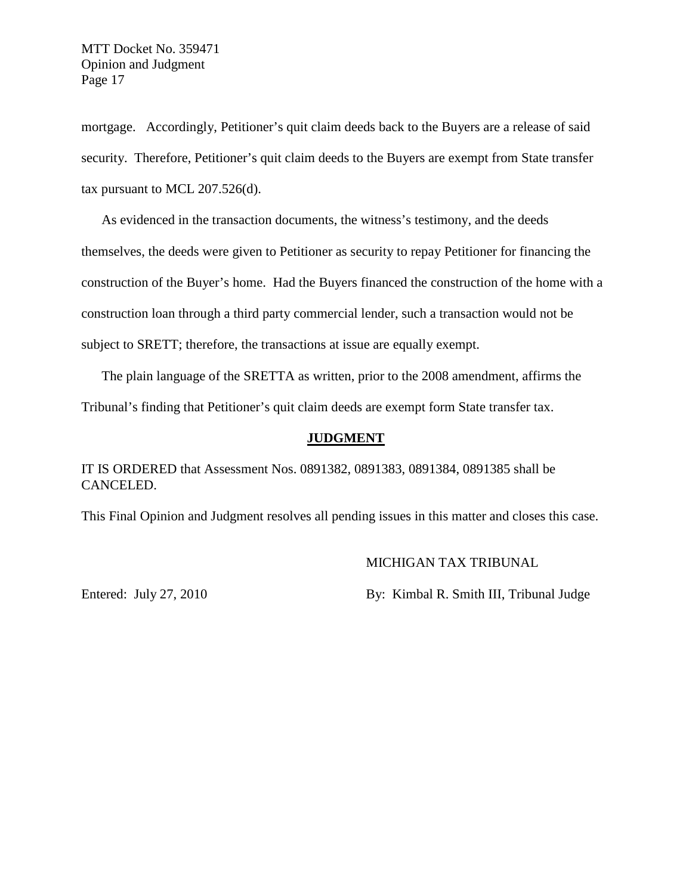mortgage. Accordingly, Petitioner's quit claim deeds back to the Buyers are a release of said security. Therefore, Petitioner's quit claim deeds to the Buyers are exempt from State transfer tax pursuant to MCL 207.526(d).

As evidenced in the transaction documents, the witness's testimony, and the deeds themselves, the deeds were given to Petitioner as security to repay Petitioner for financing the construction of the Buyer's home. Had the Buyers financed the construction of the home with a construction loan through a third party commercial lender, such a transaction would not be subject to SRETT; therefore, the transactions at issue are equally exempt.

The plain language of the SRETTA as written, prior to the 2008 amendment, affirms the Tribunal's finding that Petitioner's quit claim deeds are exempt form State transfer tax.

## JUDGMENT

IT IS ORDERED that Assessment Nos. 0891382, 0891383, 0891384, 0891385 shall be CANCELED.

This Final Opinion and Judgment resolves all pending issues in this matter and closes this case.

MICHIGAN TAX TRIBUNAL

Entered: July 27, 2010

By: Kimbal R. Smith III, Tribunal Judge